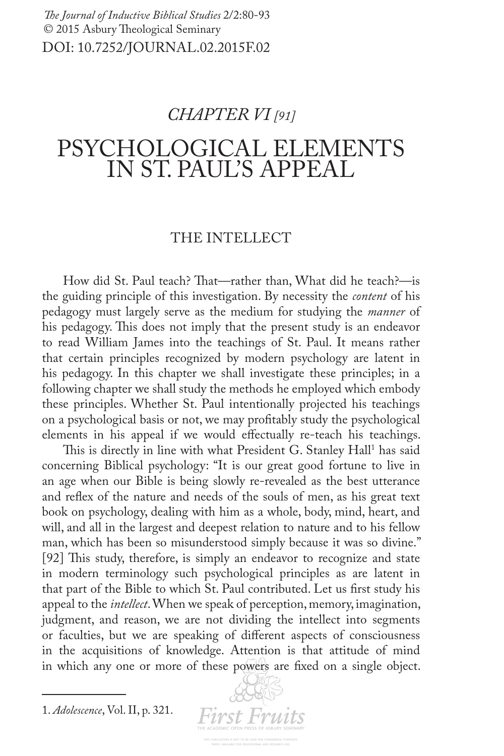# *CHAPTER VI [91]*

# PSYCHOLOGICAL ELEMENTS IN ST. PAUL'S APPEAL

## THE INTELLECT

How did St. Paul teach? That—rather than, What did he teach?—is the guiding principle of this investigation. By necessity the *content* of his pedagogy must largely serve as the medium for studying the *manner* of his pedagogy. This does not imply that the present study is an endeavor to read William James into the teachings of St. Paul. It means rather that certain principles recognized by modern psychology are latent in his pedagogy. In this chapter we shall investigate these principles; in a following chapter we shall study the methods he employed which embody these principles. Whether St. Paul intentionally projected his teachings on a psychological basis or not, we may profitably study the psychological elements in his appeal if we would effectually re-teach his teachings.

This is directly in line with what President G. Stanley Hall[1] has said concerning Biblical psychology: "It is our great good fortune to live in an age when our Bible is being slowly re-revealed as the best utterance and reflex of the nature and needs of the souls of men, as his great text book on psychology, dealing with him as a whole, body, mind, heart, and will, and all in the largest and deepest relation to nature and to his fellow man, which has been so misunderstood simply because it was so divine." [92] This study, therefore, is simply an endeavor to recognize and state in modern terminology such psychological principles as are latent in that part of the Bible to which St. Paul contributed. Let us first study his appeal to the *intellect*. When we speak of perception, memory, imagination, judgment, and reason, we are not dividing the intellect into segments or faculties, but we are speaking of different aspects of consciousness in the acquisitions of knowledge. Attention is that attitude of mind in which any one or more of these powers are fixed on a single object.

---

1. *Adolescence*, Vol. II, p. 321.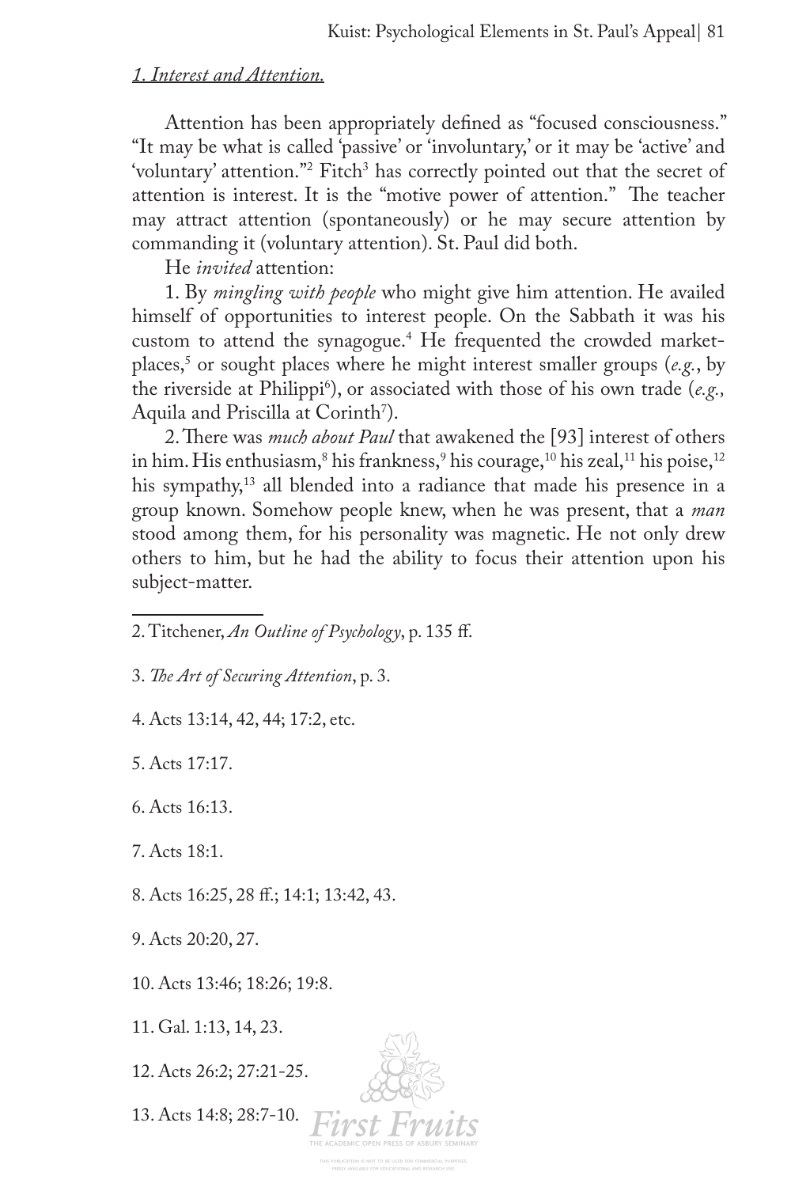*1. Interest and Attention.*

Attention has been appropriately defined as "focused consciousness." "It may be what is called 'passive' or 'involuntary,' or it may be 'active' and 'voluntary' attention."[2] Fitch[3] has correctly pointed out that the secret of attention is interest. It is the "motive power of attention." The teacher may attract attention (spontaneously) or he may secure attention by commanding it (voluntary attention). St. Paul did both.

He *invited* attention:

1. By *mingling with people* who might give him attention. He availed himself of opportunities to interest people. On the Sabbath it was his custom to attend the synagogue.[4] He frequented the crowded market-places,[5] or sought places where he might interest smaller groups (*e.g.*, by the riverside at Philippi[6]), or associated with those of his own trade (*e.g.,* Aquila and Priscilla at Corinth[7]).

2. There was *much about Paul* that awakened the [93] interest of others in him. His enthusiasm,[8] his frankness,[9] his courage,[10] his zeal,[11] his poise,[12] his sympathy,[13] all blended into a radiance that made his presence in a group known. Somehow people knew, when he was present, that a *man* stood among them, for his personality was magnetic. He not only drew others to him, but he had the ability to focus their attention upon his subject-matter.

---

2. Titchener, *An Outline of Psychology*, p. 135 ff.

3. *The Art of Securing Attention*, p. 3.

4. Acts 13:14, 42, 44; 17:2, etc.

5. Acts 17:17.

6. Acts 16:13.

7. Acts 18:1.

8. Acts 16:25, 28 ff.; 14:1; 13:42, 43.

9. Acts 20:20, 27.

10. Acts 13:46; 18:26; 19:8.

11. Gal. 1:13, 14, 23.

12. Acts 26:2; 27:21-25.

13. Acts 14:8; 28:7-10.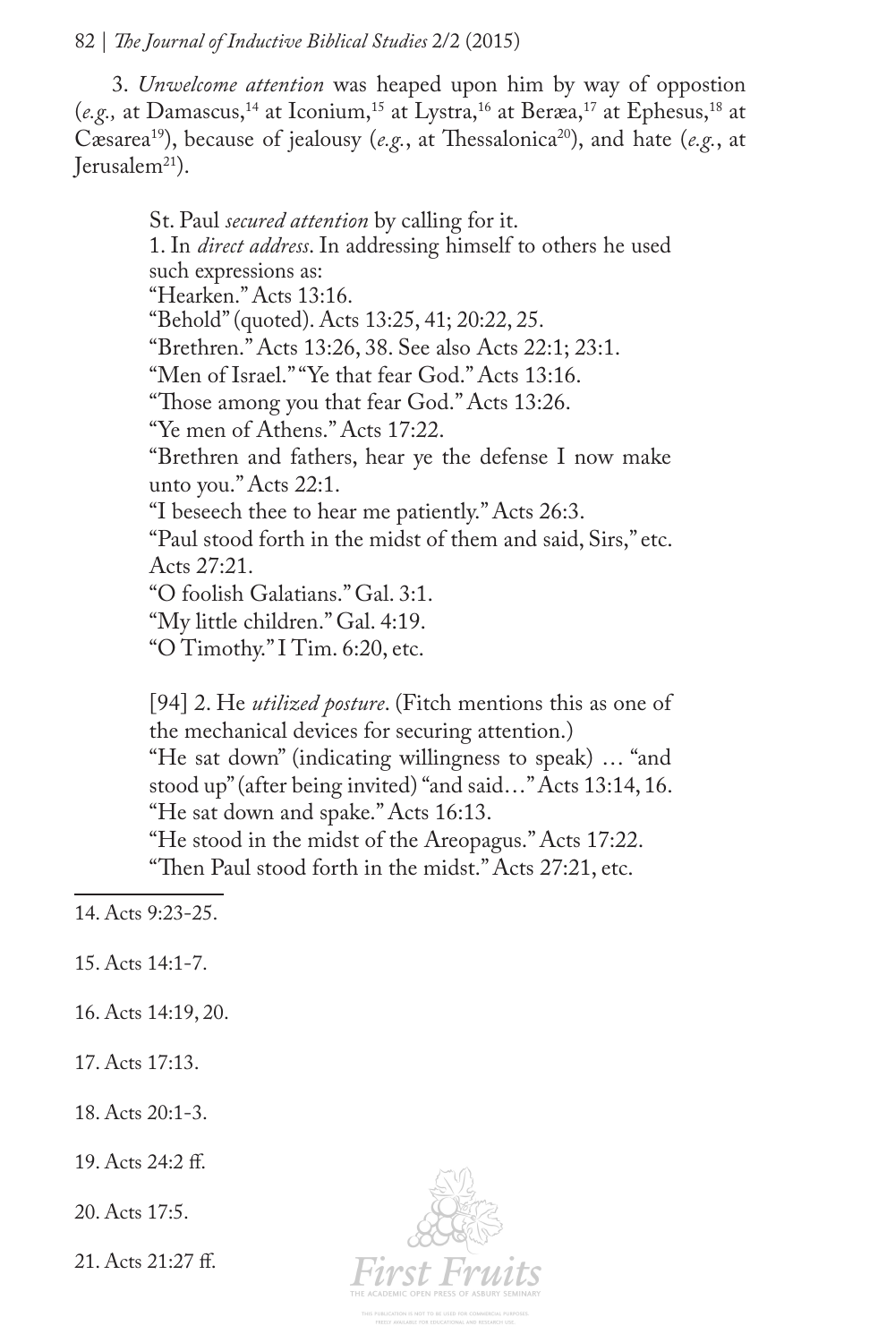3. *Unwelcome attention* was heaped upon him by way of oppostion (*e.g.,* at Damascus,[14] at Iconium,[15] at Lystra,[16] at Beræa,[17] at Ephesus,[18] at Cæsarea[19]), because of jealousy (*e.g.*, at Thessalonica[20]), and hate (*e.g.*, at Jerusalem[21]).

> St. Paul *secured attention* by calling for it.
> 1. In *direct address*. In addressing himself to others he used such expressions as:
> "Hearken." Acts 13:16.
> "Behold" (quoted). Acts 13:25, 41; 20:22, 25.
> "Brethren." Acts 13:26, 38. See also Acts 22:1; 23:1.
> "Men of Israel." "Ye that fear God." Acts 13:16.
> "Those among you that fear God." Acts 13:26.
> "Ye men of Athens." Acts 17:22.
> "Brethren and fathers, hear ye the defense I now make unto you." Acts 22:1.
> "I beseech thee to hear me patiently." Acts 26:3.
> "Paul stood forth in the midst of them and said, Sirs," etc. Acts 27:21.
> "O foolish Galatians." Gal. 3:1.
> "My little children." Gal. 4:19.
> "O Timothy." I Tim. 6:20, etc.
>
> [94] 2. He *utilized posture*. (Fitch mentions this as one of the mechanical devices for securing attention.)
> "He sat down" (indicating willingness to speak) … "and stood up" (after being invited) "and said…" Acts 13:14, 16.
> "He sat down and spake." Acts 16:13.
> "He stood in the midst of the Areopagus." Acts 17:22.
> "Then Paul stood forth in the midst." Acts 27:21, etc.

---

14. Acts 9:23-25.

15. Acts 14:1-7.

16. Acts 14:19, 20.

17. Acts 17:13.

18. Acts 20:1-3.

19. Acts 24:2 ff.

20. Acts 17:5.

21. Acts 21:27 ff.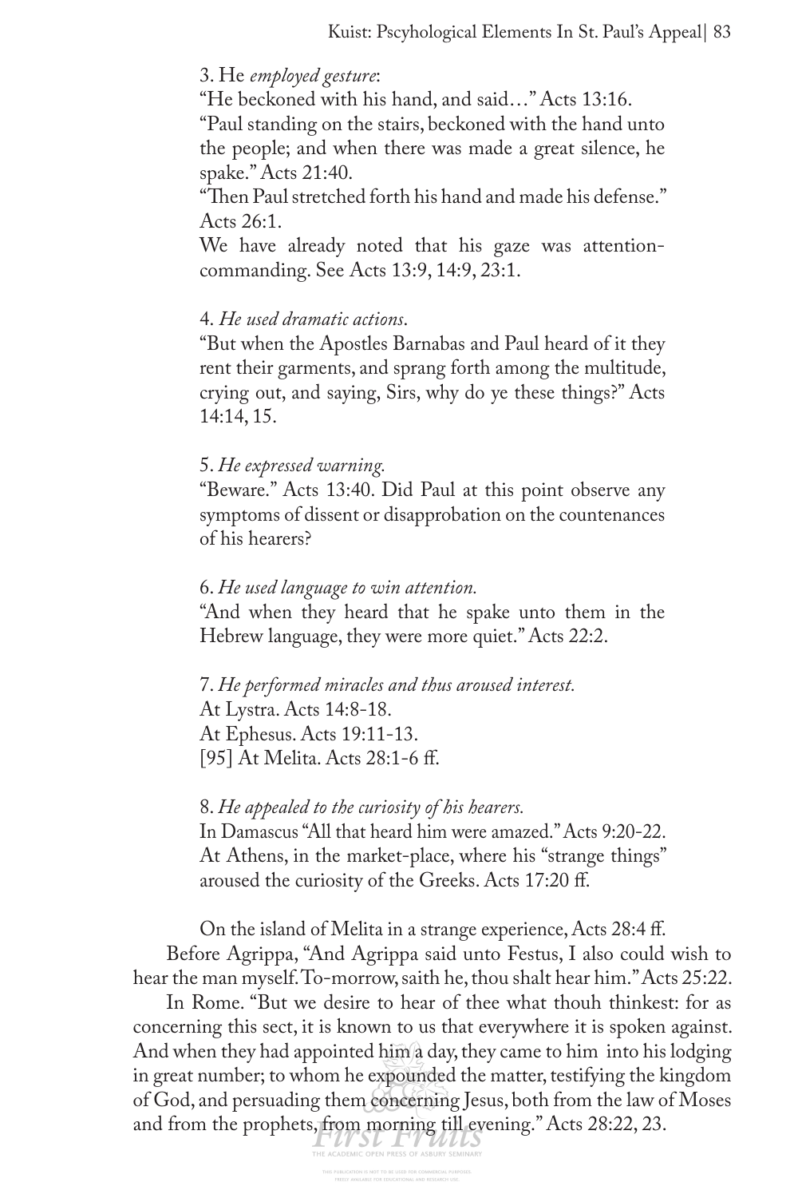3. He *employed gesture*:

"He beckoned with his hand, and said…" Acts 13:16.

"Paul standing on the stairs, beckoned with the hand unto the people; and when there was made a great silence, he spake." Acts 21:40.

"Then Paul stretched forth his hand and made his defense." Acts 26:1.

We have already noted that his gaze was attention-commanding. See Acts 13:9, 14:9, 23:1.

4. *He used dramatic actions*.

"But when the Apostles Barnabas and Paul heard of it they rent their garments, and sprang forth among the multitude, crying out, and saying, Sirs, why do ye these things?" Acts 14:14, 15.

5. *He expressed warning.*

"Beware." Acts 13:40. Did Paul at this point observe any symptoms of dissent or disapprobation on the countenances of his hearers?

6. *He used language to win attention.*

"And when they heard that he spake unto them in the Hebrew language, they were more quiet." Acts 22:2.

7. *He performed miracles and thus aroused interest.*

At Lystra. Acts 14:8-18.

At Ephesus. Acts 19:11-13.

[95] At Melita. Acts 28:1-6 ff.

8. *He appealed to the curiosity of his hearers.*

In Damascus "All that heard him were amazed." Acts 9:20-22.

At Athens, in the market-place, where his "strange things" aroused the curiosity of the Greeks. Acts 17:20 ff.

On the island of Melita in a strange experience, Acts 28:4 ff.

Before Agrippa, "And Agrippa said unto Festus, I also could wish to hear the man myself. To-morrow, saith he, thou shalt hear him." Acts 25:22.

In Rome. "But we desire to hear of thee what thouh thinkest: for as concerning this sect, it is known to us that everywhere it is spoken against. And when they had appointed him a day, they came to him into his lodging in great number; to whom he expounded the matter, testifying the kingdom of God, and persuading them concerning Jesus, both from the law of Moses and from the prophets, from morning till evening." Acts 28:22, 23.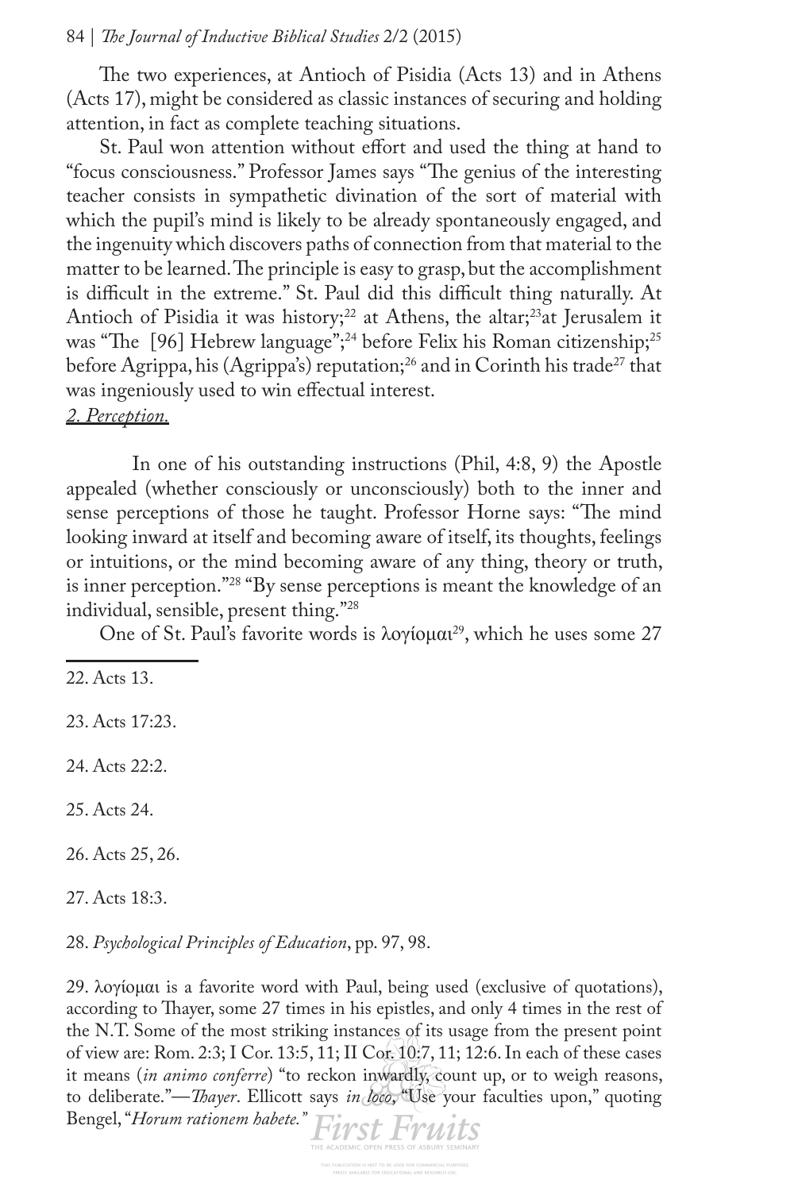The two experiences, at Antioch of Pisidia (Acts 13) and in Athens (Acts 17), might be considered as classic instances of securing and holding attention, in fact as complete teaching situations.

St. Paul won attention without effort and used the thing at hand to "focus consciousness." Professor James says "The genius of the interesting teacher consists in sympathetic divination of the sort of material with which the pupil's mind is likely to be already spontaneously engaged, and the ingenuity which discovers paths of connection from that material to the matter to be learned. The principle is easy to grasp, but the accomplishment is difficult in the extreme." St. Paul did this difficult thing naturally. At Antioch of Pisidia it was history;[22] at Athens, the altar;[23] at Jerusalem it was "The [96] Hebrew language";[24] before Felix his Roman citizenship;[25] before Agrippa, his (Agrippa's) reputation;[26] and in Corinth his trade[27] that was ingeniously used to win effectual interest.

*__2. Perception.__*

In one of his outstanding instructions (Phil, 4:8, 9) the Apostle appealed (whether consciously or unconsciously) both to the inner and sense perceptions of those he taught. Professor Horne says: "The mind looking inward at itself and becoming aware of itself, its thoughts, feelings or intuitions, or the mind becoming aware of any thing, theory or truth, is inner perception."[28] "By sense perceptions is meant the knowledge of an individual, sensible, present thing."[28]

One of St. Paul's favorite words is λογίομαι[29], which he uses some 27

---

22. Acts 13.

23. Acts 17:23.

24. Acts 22:2.

25. Acts 24.

26. Acts 25, 26.

27. Acts 18:3.

28. *Psychological Principles of Education*, pp. 97, 98.

29. λογίομαι is a favorite word with Paul, being used (exclusive of quotations), according to Thayer, some 27 times in his epistles, and only 4 times in the rest of the N.T. Some of the most striking instances of its usage from the present point of view are: Rom. 2:3; I Cor. 13:5, 11; II Cor. 10:7, 11; 12:6. In each of these cases it means (*in animo conferre*) "to reckon inwardly, count up, or to weigh reasons, to deliberate."—*Thayer*. Ellicott says *in loco*, "Use your faculties upon," quoting Bengel, "*Horum rationem habete.*"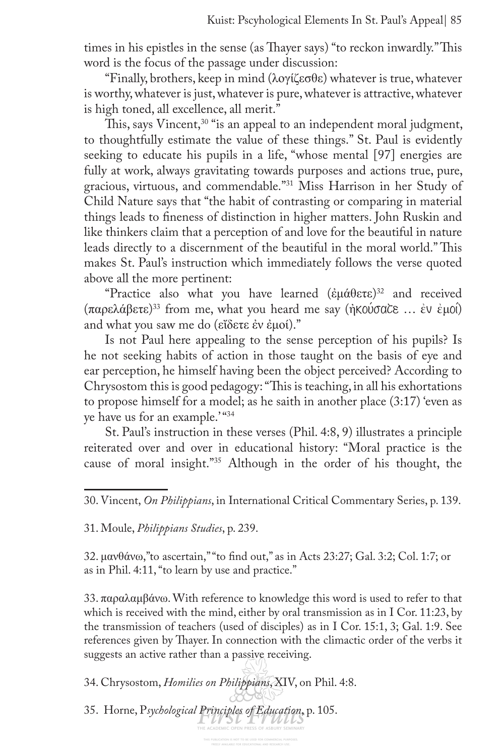times in his epistles in the sense (as Thayer says) "to reckon inwardly." This word is the focus of the passage under discussion:

"Finally, brothers, keep in mind (λογίζεσθε) whatever is true, whatever is worthy, whatever is just, whatever is pure, whatever is attractive, whatever is high toned, all excellence, all merit."

This, says Vincent,[30] "is an appeal to an independent moral judgment, to thoughtfully estimate the value of these things." St. Paul is evidently seeking to educate his pupils in a life, "whose mental [97] energies are fully at work, always gravitating towards purposes and actions true, pure, gracious, virtuous, and commendable."[31] Miss Harrison in her Study of Child Nature says that "the habit of contrasting or comparing in material things leads to fineness of distinction in higher matters. John Ruskin and like thinkers claim that a perception of and love for the beautiful in nature leads directly to a discernment of the beautiful in the moral world." This makes St. Paul's instruction which immediately follows the verse quoted above all the more pertinent:

"Practice also what you have learned (ἐμάθετε)[32] and received (παρελάβετε)[33] from me, what you heard me say (ἠκούσατε … ἐν ἐμοί) and what you saw me do (εἴδετε ἐν ἐμοί)."

Is not Paul here appealing to the sense perception of his pupils? Is he not seeking habits of action in those taught on the basis of eye and ear perception, he himself having been the object perceived? According to Chrysostom this is good pedagogy: "This is teaching, in all his exhortations to propose himself for a model; as he saith in another place (3:17) 'even as ye have us for an example.'"[34]

St. Paul's instruction in these verses (Phil. 4:8, 9) illustrates a principle reiterated over and over in educational history: "Moral practice is the cause of moral insight."[35] Although in the order of his thought, the

---

30. Vincent, *On Philippians*, in International Critical Commentary Series, p. 139.

31. Moule, *Philippians Studies*, p. 239.

32. μανθάνω,"to ascertain," "to find out," as in Acts 23:27; Gal. 3:2; Col. 1:7; or as in Phil. 4:11, "to learn by use and practice."

33. παραλαμβάνω. With reference to knowledge this word is used to refer to that which is received with the mind, either by oral transmission as in I Cor. 11:23, by the transmission of teachers (used of disciples) as in I Cor. 15:1, 3; Gal. 1:9. See references given by Thayer. In connection with the climactic order of the verbs it suggests an active rather than a passive receiving.

34. Chrysostom, *Homilies on Philippians*, XIV, on Phil. 4:8.

35. Horne, *Psychological Principles of Education*, p. 105.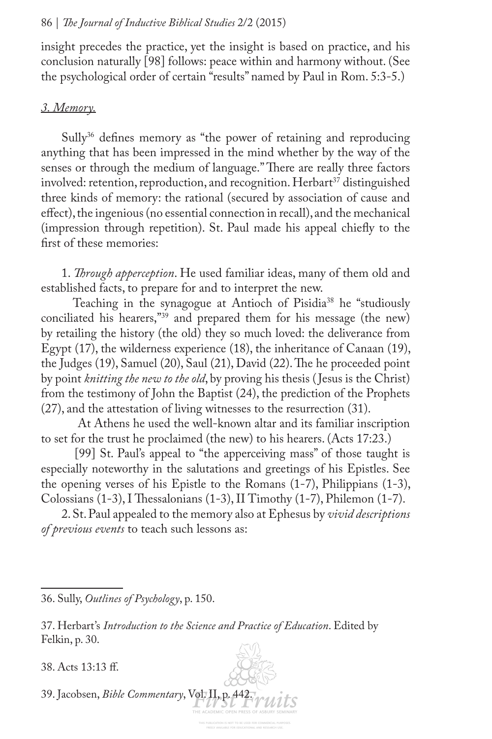insight precedes the practice, yet the insight is based on practice, and his conclusion naturally [98] follows: peace within and harmony without. (See the psychological order of certain "results" named by Paul in Rom. 5:3-5.)

### *3. Memory.*

Sully[36] defines memory as "the power of retaining and reproducing anything that has been impressed in the mind whether by the way of the senses or through the medium of language." There are really three factors involved: retention, reproduction, and recognition. Herbart[37] distinguished three kinds of memory: the rational (secured by association of cause and effect), the ingenious (no essential connection in recall), and the mechanical (impression through repetition). St. Paul made his appeal chiefly to the first of these memories:

1. *Through apperception*. He used familiar ideas, many of them old and established facts, to prepare for and to interpret the new.

Teaching in the synagogue at Antioch of Pisidia[38] he "studiously conciliated his hearers,"[39] and prepared them for his message (the new) by retailing the history (the old) they so much loved: the deliverance from Egypt (17), the wilderness experience (18), the inheritance of Canaan (19), the Judges (19), Samuel (20), Saul (21), David (22). The he proceeded point by point *knitting the new to the old*, by proving his thesis (Jesus is the Christ) from the testimony of John the Baptist (24), the prediction of the Prophets (27), and the attestation of living witnesses to the resurrection (31).

At Athens he used the well-known altar and its familiar inscription to set for the trust he proclaimed (the new) to his hearers. (Acts 17:23.)

[99] St. Paul's appeal to "the apperceiving mass" of those taught is especially noteworthy in the salutations and greetings of his Epistles. See the opening verses of his Epistle to the Romans (1-7), Philippians (1-3), Colossians (1-3), I Thessalonians (1-3), II Timothy (1-7), Philemon (1-7).

2. St. Paul appealed to the memory also at Ephesus by *vivid descriptions of previous events* to teach such lessons as:

---

36. Sully, *Outlines of Psychology*, p. 150.

37. Herbart's *Introduction to the Science and Practice of Education*. Edited by Felkin, p. 30.

38. Acts 13:13 ff.

39. Jacobsen, *Bible Commentary*, Vol. II, p. 442.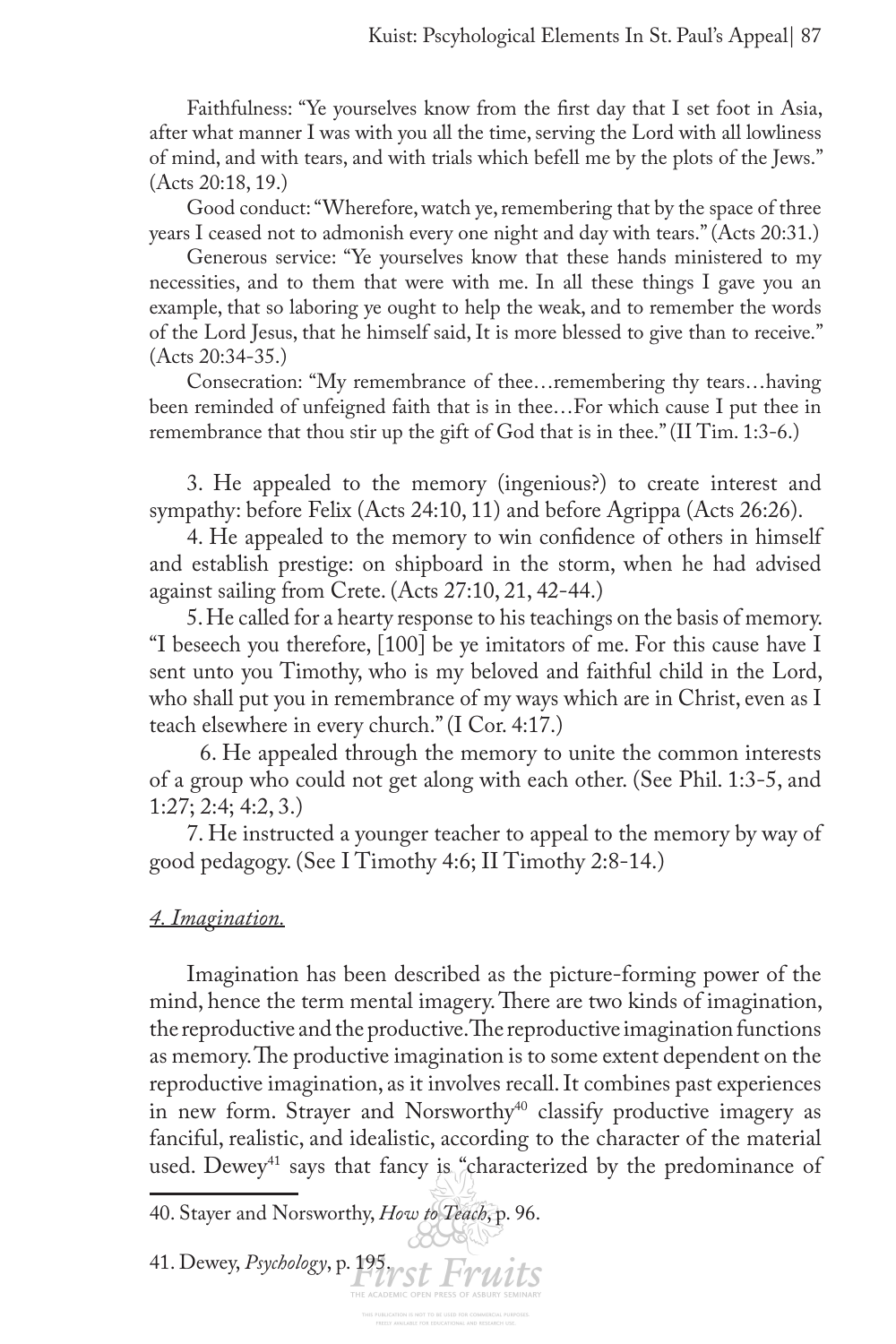Faithfulness: "Ye yourselves know from the first day that I set foot in Asia, after what manner I was with you all the time, serving the Lord with all lowliness of mind, and with tears, and with trials which befell me by the plots of the Jews." (Acts 20:18, 19.)

Good conduct: "Wherefore, watch ye, remembering that by the space of three years I ceased not to admonish every one night and day with tears." (Acts 20:31.)

Generous service: "Ye yourselves know that these hands ministered to my necessities, and to them that were with me. In all these things I gave you an example, that so laboring ye ought to help the weak, and to remember the words of the Lord Jesus, that he himself said, It is more blessed to give than to receive." (Acts 20:34-35.)

Consecration: "My remembrance of thee…remembering thy tears…having been reminded of unfeigned faith that is in thee…For which cause I put thee in remembrance that thou stir up the gift of God that is in thee." (II Tim. 1:3-6.)

3. He appealed to the memory (ingenious?) to create interest and sympathy: before Felix (Acts 24:10, 11) and before Agrippa (Acts 26:26).

4. He appealed to the memory to win confidence of others in himself and establish prestige: on shipboard in the storm, when he had advised against sailing from Crete. (Acts 27:10, 21, 42-44.)

5. He called for a hearty response to his teachings on the basis of memory. "I beseech you therefore, [100] be ye imitators of me. For this cause have I sent unto you Timothy, who is my beloved and faithful child in the Lord, who shall put you in remembrance of my ways which are in Christ, even as I teach elsewhere in every church." (I Cor. 4:17.)

6. He appealed through the memory to unite the common interests of a group who could not get along with each other. (See Phil. 1:3-5, and 1:27; 2:4; 4:2, 3.)

7. He instructed a younger teacher to appeal to the memory by way of good pedagogy. (See I Timothy 4:6; II Timothy 2:8-14.)

### *4. Imagination.*

Imagination has been described as the picture-forming power of the mind, hence the term mental imagery. There are two kinds of imagination, the reproductive and the productive. The reproductive imagination functions as memory. The productive imagination is to some extent dependent on the reproductive imagination, as it involves recall. It combines past experiences in new form. Strayer and Norsworthy[40] classify productive imagery as fanciful, realistic, and idealistic, according to the character of the material used. Dewey[41] says that fancy is "characterized by the predominance of

40. Stayer and Norsworthy, *How to Teach*, p. 96.

41. Dewey, *Psychology*, p. 195.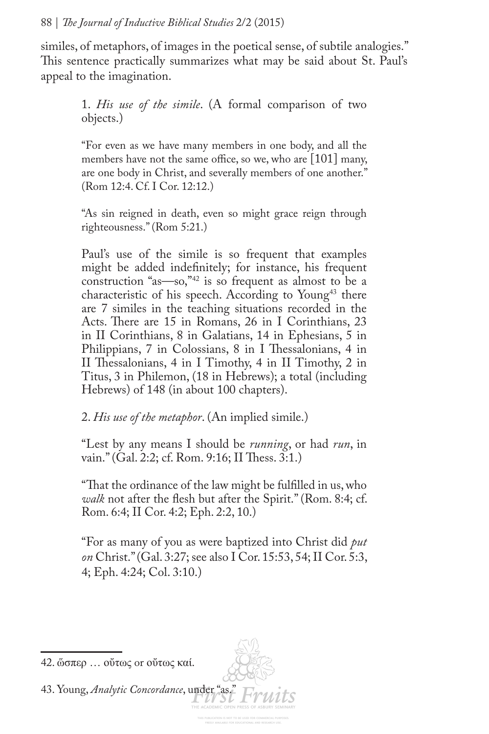similes, of metaphors, of images in the poetical sense, of subtile analogies." This sentence practically summarizes what may be said about St. Paul's appeal to the imagination.

> 1. *His use of the simile*. (A formal comparison of two objects.)
>
> "For even as we have many members in one body, and all the members have not the same office, so we, who are [101] many, are one body in Christ, and severally members of one another." (Rom 12:4. Cf. I Cor. 12:12.)
>
> "As sin reigned in death, even so might grace reign through righteousness." (Rom 5:21.)
>
> Paul's use of the simile is so frequent that examples might be added indefinitely; for instance, his frequent construction "as—so,"[42] is so frequent as almost to be a characteristic of his speech. According to Young[43] there are 7 similes in the teaching situations recorded in the Acts. There are 15 in Romans, 26 in I Corinthians, 23 in II Corinthians, 8 in Galatians, 14 in Ephesians, 5 in Philippians, 7 in Colossians, 8 in I Thessalonians, 4 in II Thessalonians, 4 in I Timothy, 4 in II Timothy, 2 in Titus, 3 in Philemon, (18 in Hebrews); a total (including Hebrews) of 148 (in about 100 chapters).
>
> 2. *His use of the metaphor*. (An implied simile.)
>
> "Lest by any means I should be *running*, or had *run*, in vain." (Gal. 2:2; cf. Rom. 9:16; II Thess. 3:1.)
>
> "That the ordinance of the law might be fulfilled in us, who *walk* not after the flesh but after the Spirit." (Rom. 8:4; cf. Rom. 6:4; II Cor. 4:2; Eph. 2:2, 10.)
>
> "For as many of you as were baptized into Christ did *put on* Christ." (Gal. 3:27; see also I Cor. 15:53, 54; II Cor. 5:3, 4; Eph. 4:24; Col. 3:10.)

---

42. ὥσπερ … οὕτως or οὕτως καί.

43. Young, *Analytic Concordance*, under "as."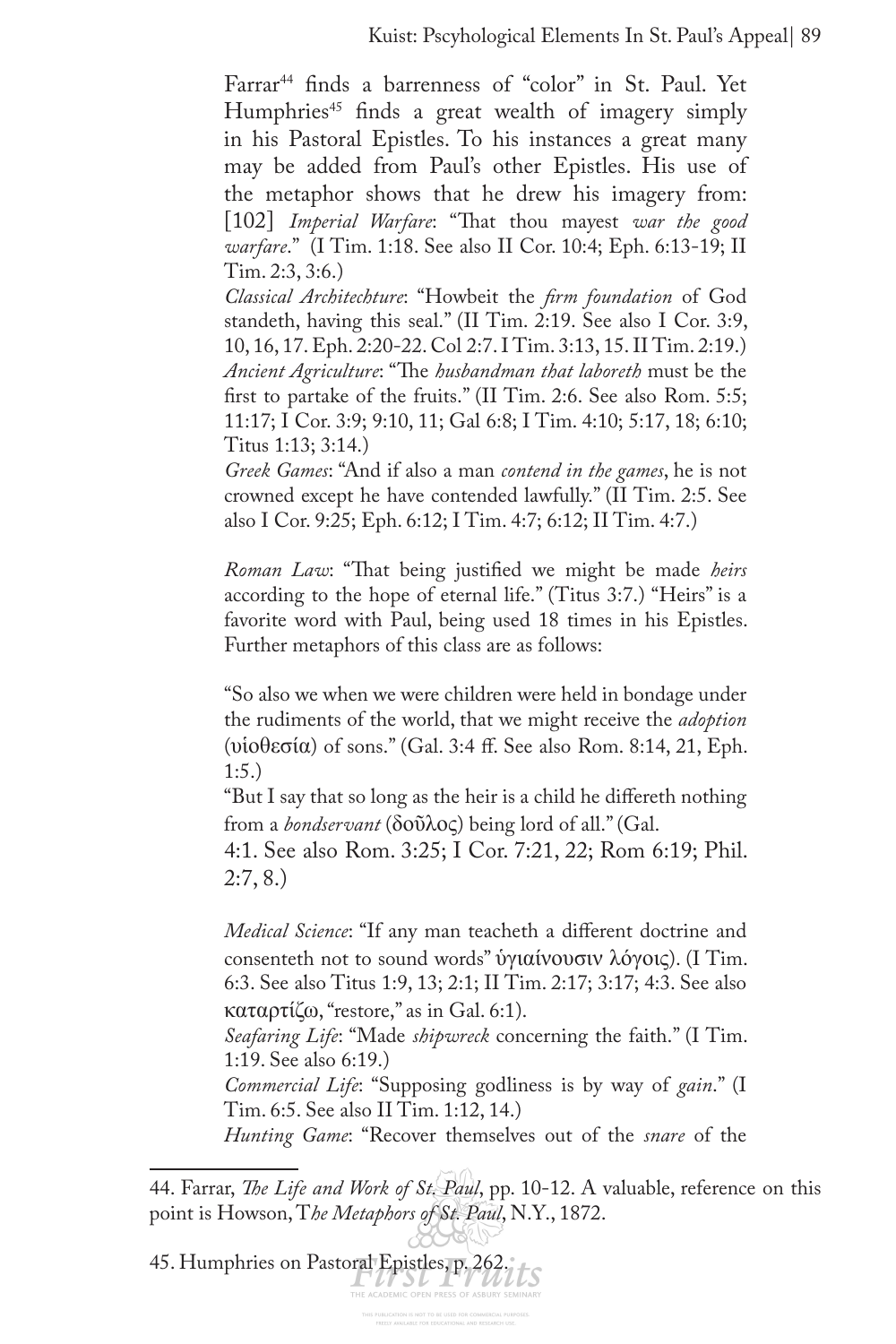Farrar[44] finds a barrenness of "color" in St. Paul. Yet Humphries[45] finds a great wealth of imagery simply in his Pastoral Epistles. To his instances a great many may be added from Paul's other Epistles. His use of the metaphor shows that he drew his imagery from: [102] *Imperial Warfare*: "That thou mayest *war the good warfare*." (I Tim. 1:18. See also II Cor. 10:4; Eph. 6:13-19; II Tim. 2:3, 3:6.)

*Classical Architechture*: "Howbeit the *firm foundation* of God standeth, having this seal." (II Tim. 2:19. See also I Cor. 3:9, 10, 16, 17. Eph. 2:20-22. Col 2:7. I Tim. 3:13, 15. II Tim. 2:19.)

*Ancient Agriculture*: "The *husbandman that laboreth* must be the first to partake of the fruits." (II Tim. 2:6. See also Rom. 5:5; 11:17; I Cor. 3:9; 9:10, 11; Gal 6:8; I Tim. 4:10; 5:17, 18; 6:10; Titus 1:13; 3:14.)

*Greek Games*: "And if also a man *contend in the games*, he is not crowned except he have contended lawfully." (II Tim. 2:5. See also I Cor. 9:25; Eph. 6:12; I Tim. 4:7; 6:12; II Tim. 4:7.)

*Roman Law*: "That being justified we might be made *heirs* according to the hope of eternal life." (Titus 3:7.) "Heirs" is a favorite word with Paul, being used 18 times in his Epistles. Further metaphors of this class are as follows:

"So also we when we were children were held in bondage under the rudiments of the world, that we might receive the *adoption* (υἱοθεσία) of sons." (Gal. 3:4 ff. See also Rom. 8:14, 21, Eph. 1:5.)

"But I say that so long as the heir is a child he differeth nothing from a *bondservant* (δοῦλος) being lord of all." (Gal. 4:1. See also Rom. 3:25; I Cor. 7:21, 22; Rom 6:19; Phil. 2:7, 8.)

*Medical Science*: "If any man teacheth a different doctrine and consenteth not to sound words" ὑγιαίνουσιν λόγοις). (I Tim. 6:3. See also Titus 1:9, 13; 2:1; II Tim. 2:17; 3:17; 4:3. See also καταρτίζω, "restore," as in Gal. 6:1).

*Seafaring Life*: "Made *shipwreck* concerning the faith." (I Tim. 1:19. See also 6:19.)

*Commercial Life*: "Supposing godliness is by way of *gain*." (I Tim. 6:5. See also II Tim. 1:12, 14.)

*Hunting Game*: "Recover themselves out of the *snare* of the

---

44. Farrar, *The Life and Work of St. Paul*, pp. 10-12. A valuable, reference on this point is Howson, T*he Metaphors of St. Paul*, N.Y., 1872.

45. Humphries on Pastoral Epistles, p. 262.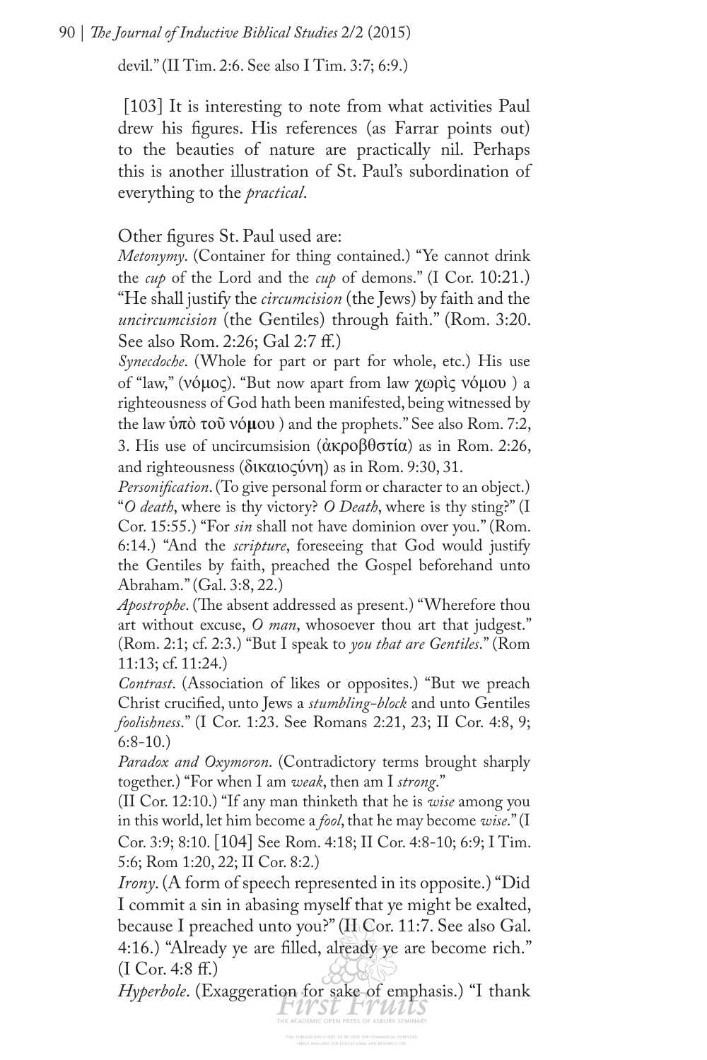devil." (II Tim. 2:6. See also I Tim. 3:7; 6:9.)

[103] It is interesting to note from what activities Paul drew his figures. His references (as Farrar points out) to the beauties of nature are practically nil. Perhaps this is another illustration of St. Paul's subordination of everything to the *practical*.

Other figures St. Paul used are:

*Metonymy*. (Container for thing contained.) "Ye cannot drink the *cup* of the Lord and the *cup* of demons." (I Cor. 10:21.) "He shall justify the *circumcision* (the Jews) by faith and the *uncircumcision* (the Gentiles) through faith." (Rom. 3:20. See also Rom. 2:26; Gal 2:7 ff.)

*Synecdoche*. (Whole for part or part for whole, etc.) His use of "law," (νόμος). "But now apart from law χωρὶς νόμου ) a righteousness of God hath been manifested, being witnessed by the law ὑπὸ τοῦ νόμου ) and the prophets." See also Rom. 7:2, 3. His use of uncircumsision (ἀκροβθστία) as in Rom. 2:26, and righteousness (δικαιοςύνη) as in Rom. 9:30, 31.

*Personification*. (To give personal form or character to an object.) "*O death*, where is thy victory? *O Death*, where is thy sting?" (I Cor. 15:55.) "For *sin* shall not have dominion over you." (Rom. 6:14.) "And the *scripture*, foreseeing that God would justify the Gentiles by faith, preached the Gospel beforehand unto Abraham." (Gal. 3:8, 22.)

*Apostrophe*. (The absent addressed as present.) "Wherefore thou art without excuse, *O man*, whosoever thou art that judgest." (Rom. 2:1; cf. 2:3.) "But I speak to *you that are Gentiles*." (Rom 11:13; cf. 11:24.)

*Contrast*. (Association of likes or opposites.) "But we preach Christ crucified, unto Jews a *stumbling-block* and unto Gentiles *foolishness*." (I Cor. 1:23. See Romans 2:21, 23; II Cor. 4:8, 9; 6:8-10.)

*Paradox and Oxymoron*. (Contradictory terms brought sharply together.) "For when I am *weak*, then am I *strong*." (II Cor. 12:10.) "If any man thinketh that he is *wise* among you in this world, let him become a *fool*, that he may become *wise*." (I Cor. 3:9; 8:10. [104] See Rom. 4:18; II Cor. 4:8-10; 6:9; I Tim. 5:6; Rom 1:20, 22; II Cor. 8:2.)

*Irony*. (A form of speech represented in its opposite.) "Did I commit a sin in abasing myself that ye might be exalted, because I preached unto you?" (II Cor. 11:7. See also Gal. 4:16.) "Already ye are filled, already ye are become rich." (I Cor. 4:8 ff.)

*Hyperbole*. (Exaggeration for sake of emphasis.) "I thank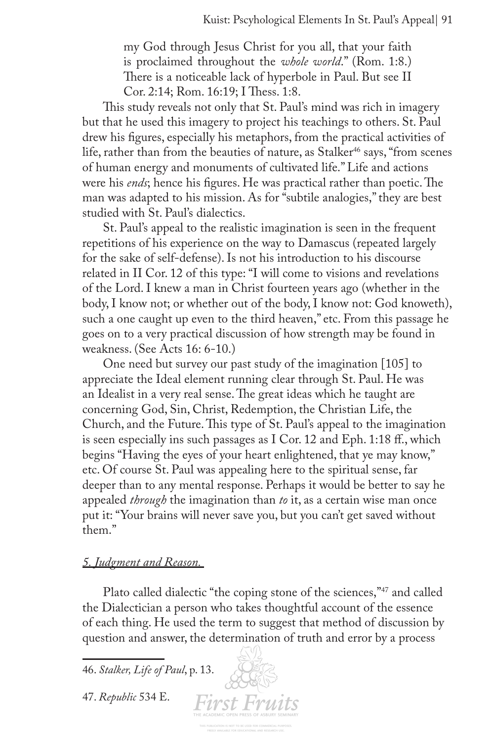my God through Jesus Christ for you all, that your faith is proclaimed throughout the *whole world*." (Rom. 1:8.) There is a noticeable lack of hyperbole in Paul. But see II Cor. 2:14; Rom. 16:19; I Thess. 1:8.

This study reveals not only that St. Paul's mind was rich in imagery but that he used this imagery to project his teachings to others. St. Paul drew his figures, especially his metaphors, from the practical activities of life, rather than from the beauties of nature, as Stalker[46] says, "from scenes of human energy and monuments of cultivated life." Life and actions were his *ends*; hence his figures. He was practical rather than poetic. The man was adapted to his mission. As for "subtile analogies," they are best studied with St. Paul's dialectics.

St. Paul's appeal to the realistic imagination is seen in the frequent repetitions of his experience on the way to Damascus (repeated largely for the sake of self-defense). Is not his introduction to his discourse related in II Cor. 12 of this type: "I will come to visions and revelations of the Lord. I knew a man in Christ fourteen years ago (whether in the body, I know not; or whether out of the body, I know not: God knoweth), such a one caught up even to the third heaven," etc. From this passage he goes on to a very practical discussion of how strength may be found in weakness. (See Acts 16: 6-10.)

One need but survey our past study of the imagination [105] to appreciate the Ideal element running clear through St. Paul. He was an Idealist in a very real sense. The great ideas which he taught are concerning God, Sin, Christ, Redemption, the Christian Life, the Church, and the Future. This type of St. Paul's appeal to the imagination is seen especially ins such passages as I Cor. 12 and Eph. 1:18 ff., which begins "Having the eyes of your heart enlightened, that ye may know," etc. Of course St. Paul was appealing here to the spiritual sense, far deeper than to any mental response. Perhaps it would be better to say he appealed *through* the imagination than *to* it, as a certain wise man once put it: "Your brains will never save you, but you can't get saved without them."

### *5. Judgment and Reason.*

Plato called dialectic "the coping stone of the sciences,"[47] and called the Dialectician a person who takes thoughtful account of the essence of each thing. He used the term to suggest that method of discussion by question and answer, the determination of truth and error by a process

---

46. *Stalker, Life of Paul*, p. 13.

47. *Republic* 534 E.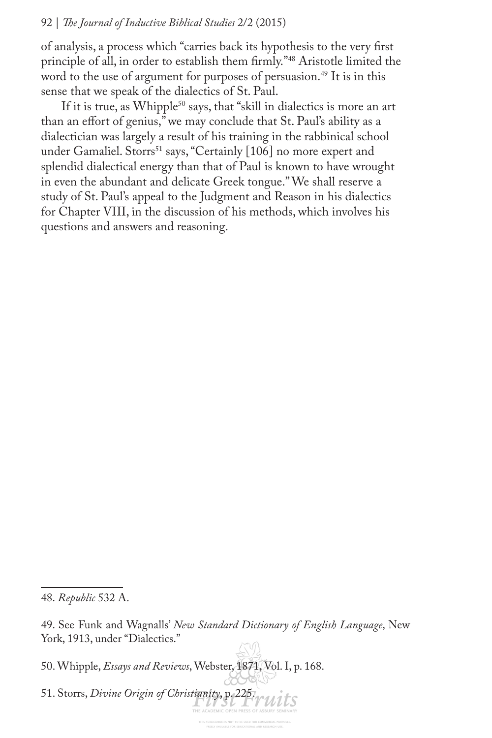of analysis, a process which "carries back its hypothesis to the very first principle of all, in order to establish them firmly."[48] Aristotle limited the word to the use of argument for purposes of persuasion.[49] It is in this sense that we speak of the dialectics of St. Paul.

If it is true, as Whipple[50] says, that "skill in dialectics is more an art than an effort of genius," we may conclude that St. Paul's ability as a dialectician was largely a result of his training in the rabbinical school under Gamaliel. Storrs[51] says, "Certainly [106] no more expert and splendid dialectical energy than that of Paul is known to have wrought in even the abundant and delicate Greek tongue." We shall reserve a study of St. Paul's appeal to the Judgment and Reason in his dialectics for Chapter VIII, in the discussion of his methods, which involves his questions and answers and reasoning.

---

48. *Republic* 532 A.

49. See Funk and Wagnalls' *New Standard Dictionary of English Language*, New York, 1913, under "Dialectics."

50. Whipple, *Essays and Reviews*, Webster, 1871, Vol. I, p. 168.

51. Storrs, *Divine Origin of Christianity*, p. 225.